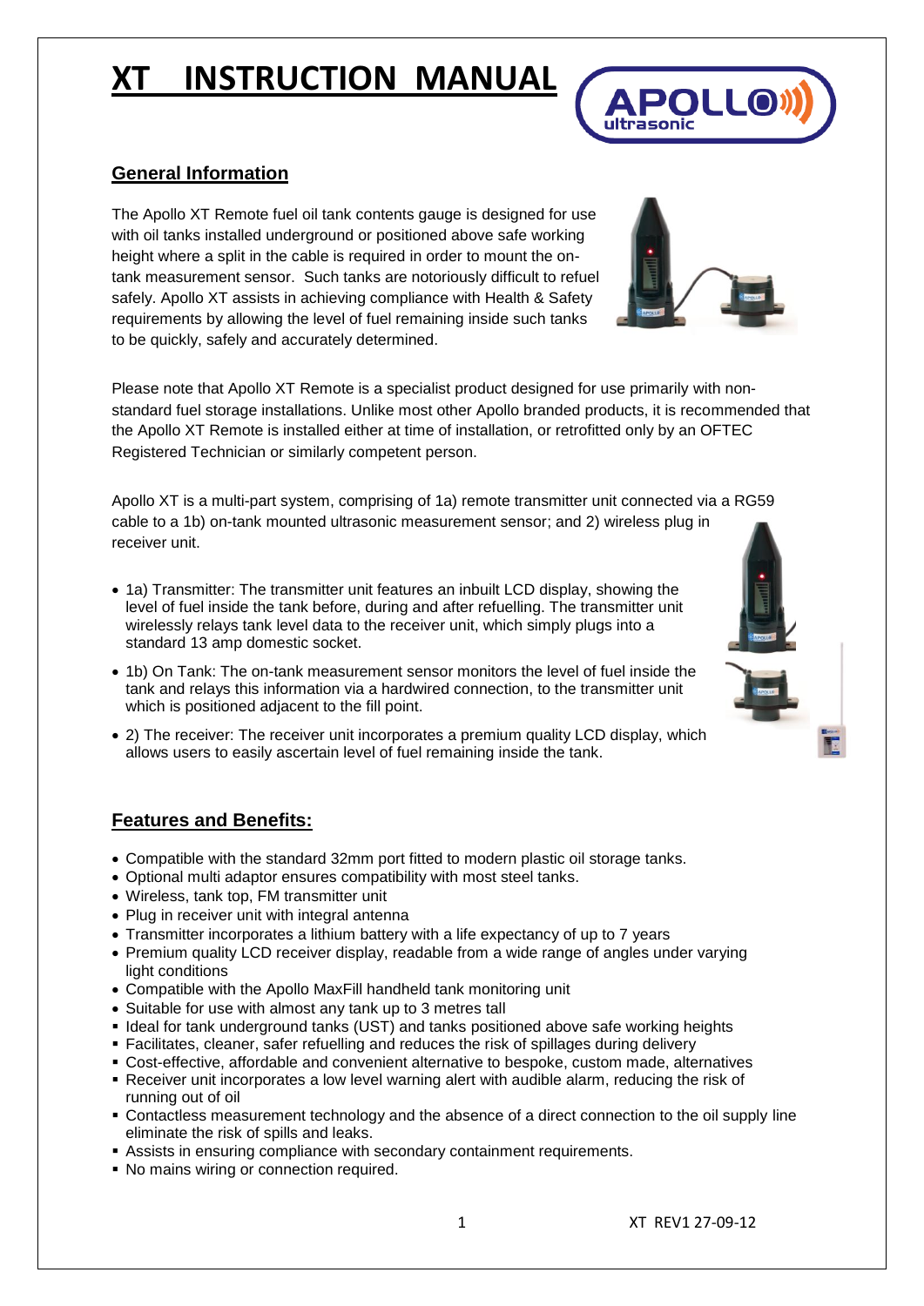# XT INSTRUCTION MANUAL

## General Information

The Apollo XT Remote fuel oil tank contents gauge is designed for use with oil tanks installed underground or positioned above safe working height where a split in the cable is required in order to mount the on-tank measurement sensor. Such tanks are notoriously difficult to refuel safely. Apollo XT assists in achieving compliance with Health & Safety requirements by allowing the level of fuel remaining inside such tanks to be quickly, safely and accurately determined.

Please note that Apollo XT Remote is a specialist product designed for use primarily with non-standard fuel storage installations. Unlike most other Apollo branded products, it is recommended that the Apollo XT Remote is installed either at time of installation, or retrofitted only by an OFTEC Registered Technician or similarly competent person.

Apollo XT is a multi-part system, comprising of 1a) remote transmitter unit connected via a RG59 cable to a 1b) on-tank mounted ultrasonic measurement sensor; and 2) wireless plug in receiver unit.

- 1a) Transmitter: The transmitter unit features an inbuilt LCD display, showing the level of fuel inside the tank before, during and after refuelling. The transmitter unit wirelessly relays tank level data to the receiver unit, which simply plugs into a standard 13 amp domestic socket.
- 1b) On Tank: The on-tank measurement sensor monitors the level of fuel inside the tank and relays this information via a hardwired connection, to the transmitter unit which is positioned adjacent to the fill point.
- 2) The receiver: The receiver unit incorporates a premium quality LCD display, which allows users to easily ascertain level of fuel remaining inside the tank.

## Features and Benefits:

- Compatible with the standard 32mm port fitted to modern plastic oil storage tanks.
- Optional multi adaptor ensures compatibility with most steel tanks.
- Wireless, tank top, FM transmitter unit
- Plug in receiver unit with integral antenna
- Transmitter incorporates a lithium battery with a life expectancy of up to 7 years
- Premium quality LCD receiver display, readable from a wide range of angles under varying light conditions
- Compatible with the Apollo MaxFill handheld tank monitoring unit
- Suitable for use with almost any tank up to 3 metres tall
- Ideal for tank underground tanks (UST) and tanks positioned above safe working heights
- Facilitates, cleaner, safer refuelling and reduces the risk of spillages during delivery
- Cost-effective, affordable and convenient alternative to bespoke, custom made, alternatives
- Receiver unit incorporates a low level warning alert with audible alarm, reducing the risk of running out of oil
- Contactless measurement technology and the absence of a direct connection to the oil supply line eliminate the risk of spills and leaks.
- Assists in ensuring compliance with secondary containment requirements.
- No mains wiring or connection required.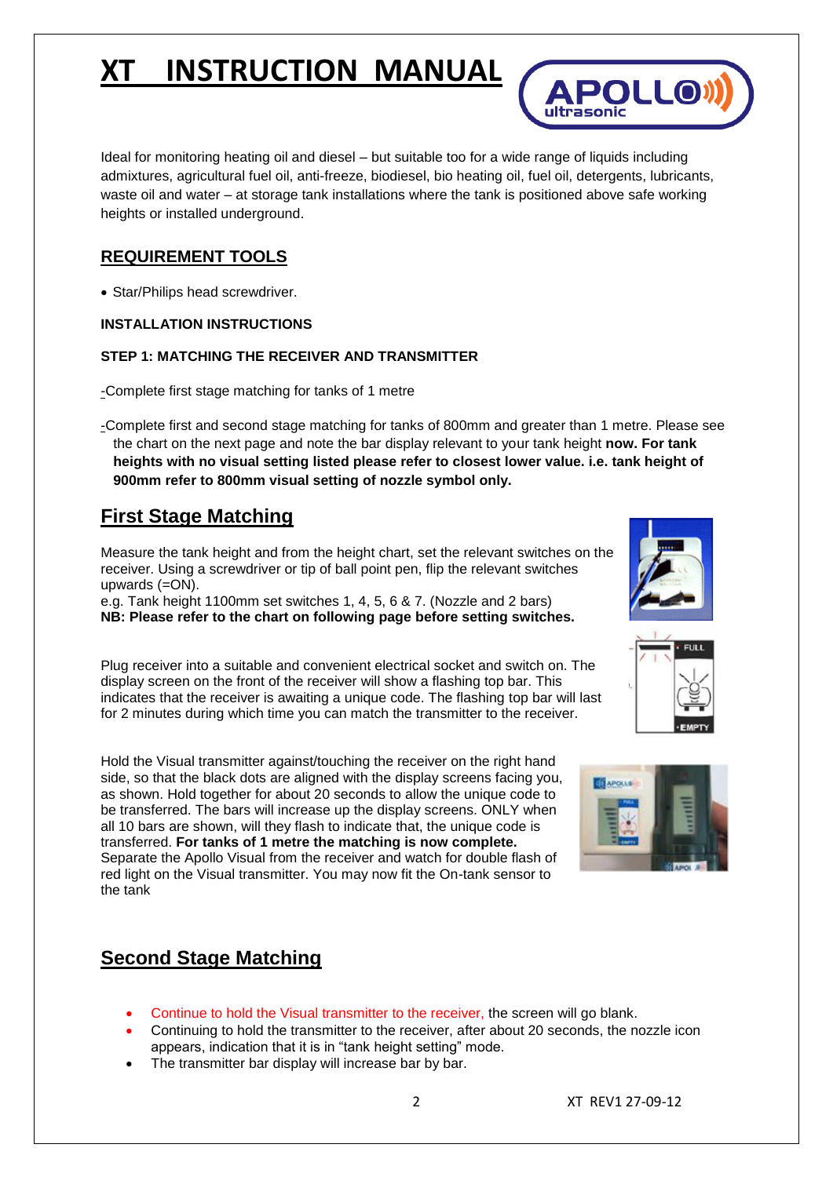# XT INSTRUCTION MANUAL

Ideal for monitoring heating oil and diesel – but suitable too for a wide range of liquids including admixtures, agricultural fuel oil, anti-freeze, biodiesel, bio heating oil, fuel oil, detergents, lubricants, waste oil and water – at storage tank installations where the tank is positioned above safe working heights or installed underground.

## REQUIREMENT TOOLS

- Star/Philips head screwdriver.

**INSTALLATION INSTRUCTIONS**

**STEP 1: MATCHING THE RECEIVER AND TRANSMITTER**

-Complete first stage matching for tanks of 1 metre

-Complete first and second stage matching for tanks of 800mm and greater than 1 metre. Please see the chart on the next page and note the bar display relevant to your tank height **now. For tank heights with no visual setting listed please refer to closest lower value. i.e. tank height of 900mm refer to 800mm visual setting of nozzle symbol only.**

## First Stage Matching

Measure the tank height and from the height chart, set the relevant switches on the receiver. Using a screwdriver or tip of ball point pen, flip the relevant switches upwards (=ON).
e.g. Tank height 1100mm set switches 1, 4, 5, 6 & 7. (Nozzle and 2 bars)
**NB: Please refer to the chart on following page before setting switches.**

Plug receiver into a suitable and convenient electrical socket and switch on. The display screen on the front of the receiver will show a flashing top bar. This indicates that the receiver is awaiting a unique code. The flashing top bar will last for 2 minutes during which time you can match the transmitter to the receiver.

Hold the Visual transmitter against/touching the receiver on the right hand side, so that the black dots are aligned with the display screens facing you, as shown. Hold together for about 20 seconds to allow the unique code to be transferred. The bars will increase up the display screens. ONLY when all 10 bars are shown, will they flash to indicate that, the unique code is transferred. **For tanks of 1 metre the matching is now complete.** Separate the Apollo Visual from the receiver and watch for double flash of red light on the Visual transmitter. You may now fit the On-tank sensor to the tank

## Second Stage Matching

- Continue to hold the Visual transmitter to the receiver, the screen will go blank.
- Continuing to hold the transmitter to the receiver, after about 20 seconds, the nozzle icon appears, indication that it is in "tank height setting" mode.
- The transmitter bar display will increase bar by bar.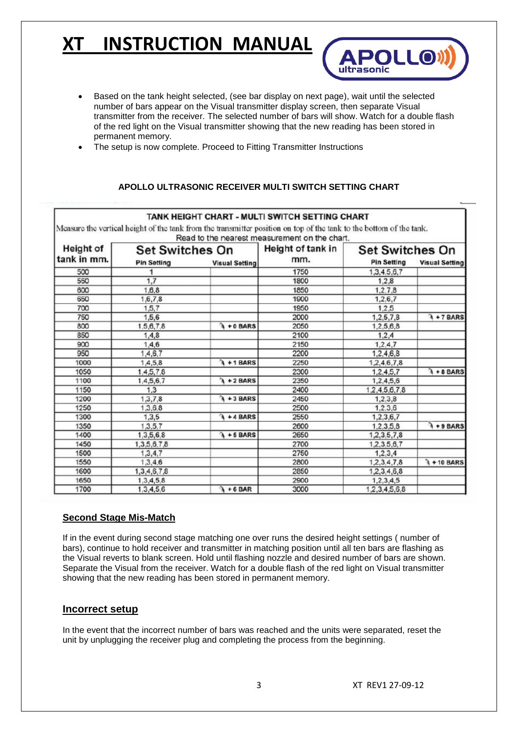# XT INSTRUCTION MANUAL

- Based on the tank height selected, (see bar display on next page), wait until the selected number of bars appear on the Visual transmitter display screen, then separate Visual transmitter from the receiver. The selected number of bars will show. Watch for a double flash of the red light on the Visual transmitter showing that the new reading has been stored in permanent memory.
- The setup is now complete. Proceed to Fitting Transmitter Instructions

**APOLLO ULTRASONIC RECEIVER MULTI SWITCH SETTING CHART**

**TANK HEIGHT CHART - MULTI SWITCH SETTING CHART**

Measure the vertical height of the tank from the transmitter position on top of the tank to the bottom of the tank. Read to the nearest measurement on the chart.

| Height of tank in mm. | Set Switches On | | Height of tank in mm. | Set Switches On | |
|---|---|---|---|---|---|
| | Pin Setting | Visual Setting | | Pin Setting | Visual Setting |
| 500 | 1 | | 1750 | 1,3,4,5,6,7 | |
| 550 | 1,7 | | 1800 | 1,2,8 | |
| 600 | 1,6,8 | | 1850 | 1,2,7,8 | |
| 650 | 1,6,7,8 | | 1900 | 1,2,6,7 | |
| 700 | 1,5,7 | | 1950 | 1,2,5 | |
| 750 | 1,5,6 | | 2000 | 1,2,5,7,8 | + 7 BARS |
| 800 | 1,5,6,7,8 | + 0 BARS | 2050 | 1,2,5,6,8 | |
| 850 | 1,4,8 | | 2100 | 1,2,4 | |
| 900 | 1,4,6 | | 2150 | 1,2,4,7 | |
| 950 | 1,4,6,7 | | 2200 | 1,2,4,6,8 | |
| 1000 | 1,4,5,8 | + 1 BARS | 2250 | 1,2,4,6,7,8 | |
| 1050 | 1,4,5,7,8 | | 2300 | 1,2,4,5,7 | + 8 BARS |
| 1100 | 1,4,5,6,7 | + 2 BARS | 2350 | 1,2,4,5,6 | |
| 1150 | 1,3 | | 2400 | 1,2,4,5,6,7,8 | |
| 1200 | 1,3,7,8 | + 3 BARS | 2450 | 1,2,3,8 | |
| 1250 | 1,3,6,8 | | 2500 | 1,2,3,6 | |
| 1300 | 1,3,5 | + 4 BARS | 2550 | 1,2,3,6,7 | |
| 1350 | 1,3,5,7 | | 2600 | 1,2,3,5,8 | + 9 BARS |
| 1400 | 1,3,5,6,8 | + 5 BARS | 2650 | 1,2,3,5,7,8 | |
| 1450 | 1,3,5,6,7,8 | | 2700 | 1,2,3,5,6,7 | |
| 1500 | 1,3,4,7 | | 2750 | 1,2,3,4 | |
| 1550 | 1,3,4,6 | | 2800 | 1,2,3,4,7,8 | + 10 BARS |
| 1600 | 1,3,4,6,7,8 | | 2850 | 1,2,3,4,6,8 | |
| 1650 | 1,3,4,5,8 | | 2900 | 1,2,3,4,5 | |
| 1700 | 1,3,4,5,6 | + 6 BAR | 3000 | 1,2,3,4,5,6,8 | |

## Second Stage Mis-Match

If in the event during second stage matching one over runs the desired height settings ( number of bars), continue to hold receiver and transmitter in matching position until all ten bars are flashing as the Visual reverts to blank screen. Hold until flashing nozzle and desired number of bars are shown. Separate the Visual from the receiver. Watch for a double flash of the red light on Visual transmitter showing that the new reading has been stored in permanent memory.

## Incorrect setup

In the event that the incorrect number of bars was reached and the units were separated, reset the unit by unplugging the receiver plug and completing the process from the beginning.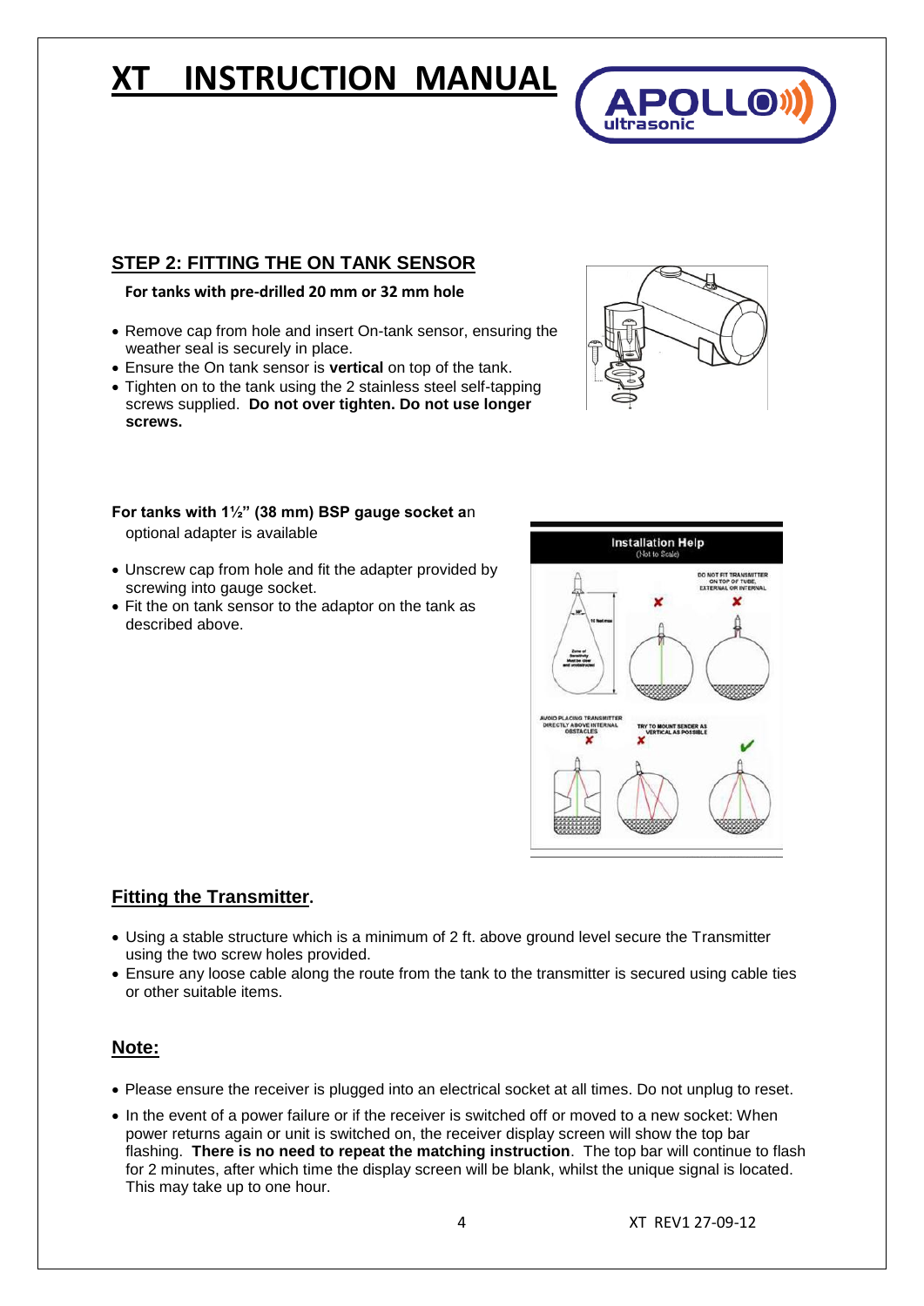# XT INSTRUCTION MANUAL

## STEP 2: FITTING THE ON TANK SENSOR

**For tanks with pre-drilled 20 mm or 32 mm hole**

- Remove cap from hole and insert On-tank sensor, ensuring the weather seal is securely in place.
- Ensure the On tank sensor is **vertical** on top of the tank.
- Tighten on to the tank using the 2 stainless steel self-tapping screws supplied. **Do not over tighten. Do not use longer screws.**

**For tanks with 1½" (38 mm) BSP gauge socket a**n optional adapter is available

- Unscrew cap from hole and fit the adapter provided by screwing into gauge socket.
- Fit the on tank sensor to the adaptor on the tank as described above.

## Fitting the Transmitter.

- Using a stable structure which is a minimum of 2 ft. above ground level secure the Transmitter using the two screw holes provided.
- Ensure any loose cable along the route from the tank to the transmitter is secured using cable ties or other suitable items.

## Note:

- Please ensure the receiver is plugged into an electrical socket at all times. Do not unplug to reset.
- In the event of a power failure or if the receiver is switched off or moved to a new socket: When power returns again or unit is switched on, the receiver display screen will show the top bar flashing. **There is no need to repeat the matching instruction**. The top bar will continue to flash for 2 minutes, after which time the display screen will be blank, whilst the unique signal is located. This may take up to one hour.

XT REV1 27-09-12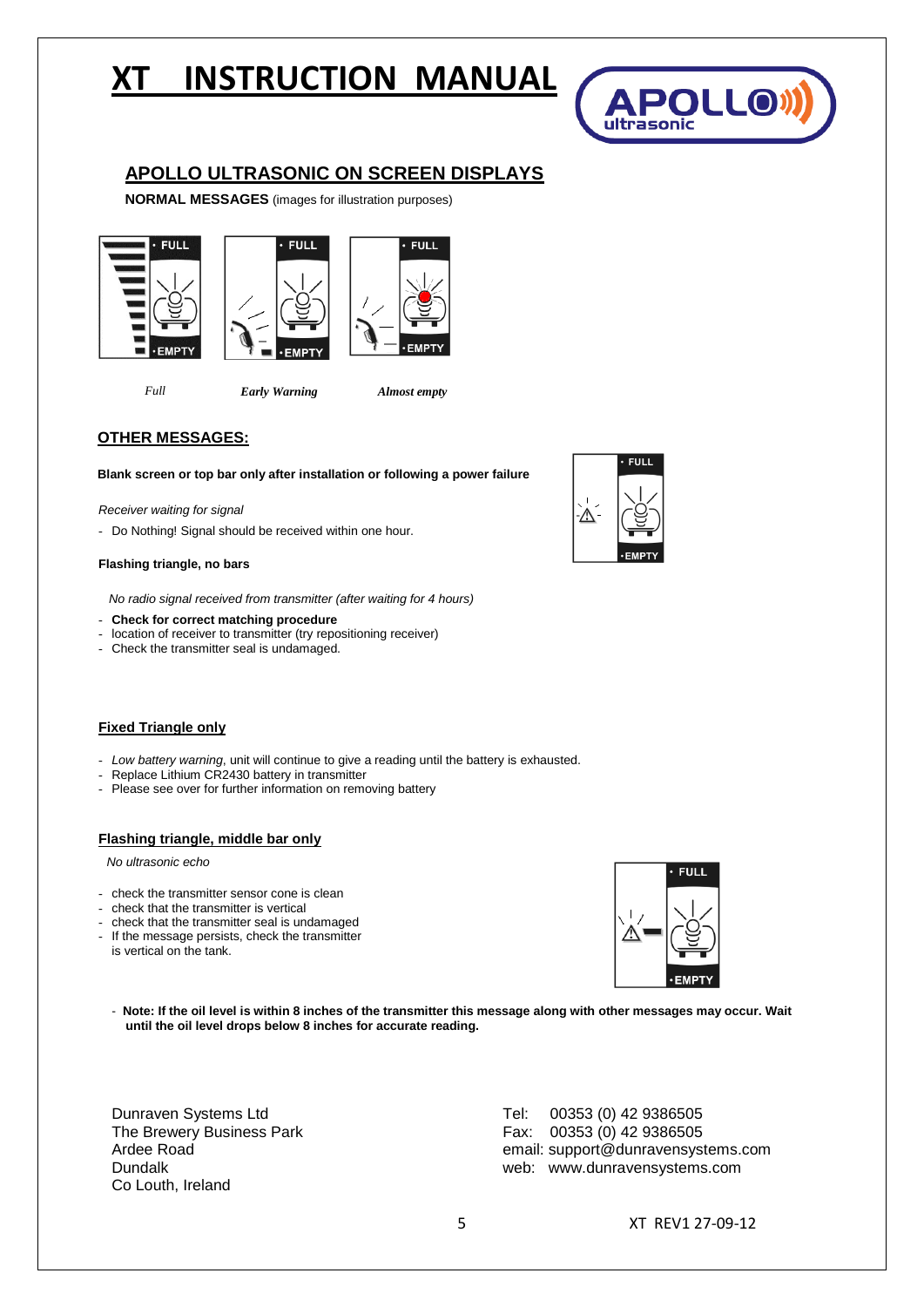# XT INSTRUCTION MANUAL

## APOLLO ULTRASONIC ON SCREEN DISPLAYS

**NORMAL MESSAGES** (images for illustration purposes)

FULL
EMPTY

*Full* *Early Warning* *Almost empty*

### OTHER MESSAGES:

**Blank screen or top bar only after installation or following a power failure**

*Receiver waiting for signal*

- Do Nothing! Signal should be received within one hour.

**Flashing triangle, no bars**

*No radio signal received from transmitter (after waiting for 4 hours)*

- **Check for correct matching procedure**
- location of receiver to transmitter (try repositioning receiver)
- Check the transmitter seal is undamaged.

**Fixed Triangle only**

- *Low battery warning*, unit will continue to give a reading until the battery is exhausted.
- Replace Lithium CR2430 battery in transmitter
- Please see over for further information on removing battery

**Flashing triangle, middle bar only**

*No ultrasonic echo*

- check the transmitter sensor cone is clean
- check that the transmitter is vertical
- check that the transmitter seal is undamaged
- If the message persists, check the transmitter is vertical on the tank.

- **Note: If the oil level is within 8 inches of the transmitter this message along with other messages may occur. Wait until the oil level drops below 8 inches for accurate reading.**

Dunraven Systems Ltd
The Brewery Business Park
Ardee Road
Dundalk
Co Louth, Ireland

Tel: 00353 (0) 42 9386505
Fax: 00353 (0) 42 9386505
email: support@dunravensystems.com
web: www.dunravensystems.com

XT REV1 27-09-12